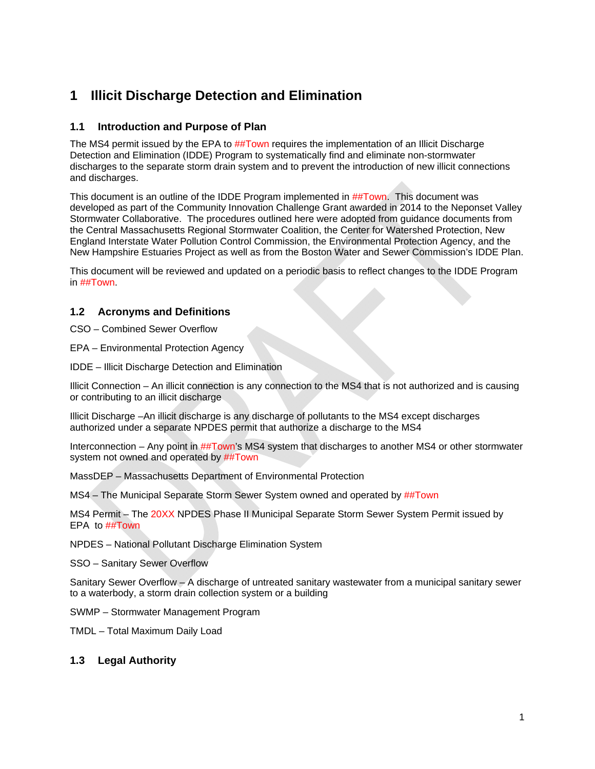# 1 Illicit Discharge Detection and Elimination

## 1.1 Introduction and Purpose of Plan

The MS4 permit issued by the EPA to ##Town requires the implementation of an Illicit Discharge Detection and Elimination (IDDE) Program to systematically find and eliminate non-stormwater discharges to the separate storm drain system and to prevent the introduction of new illicit connections and discharges.

This document is an outline of the IDDE Program implemented in ##Town. This document was developed as part of the Community Innovation Challenge Grant awarded in 2014 to the Neponset Valley Stormwater Collaborative. The procedures outlined here were adopted from guidance documents from the Central Massachusetts Regional Stormwater Coalition, the Center for Watershed Protection, New England Interstate Water Pollution Control Commission, the Environmental Protection Agency, and the New Hampshire Estuaries Project as well as from the Boston Water and Sewer Commission's IDDE Plan.

This document will be reviewed and updated on a periodic basis to reflect changes to the IDDE Program in ##Town.

## 1.2 Acronyms and Definitions

CSO – Combined Sewer Overflow

EPA – Environmental Protection Agency

IDDE – Illicit Discharge Detection and Elimination

Illicit Connection – An illicit connection is any connection to the MS4 that is not authorized and is causing or contributing to an illicit discharge

Illicit Discharge –An illicit discharge is any discharge of pollutants to the MS4 except discharges authorized under a separate NPDES permit that authorize a discharge to the MS4

Interconnection – Any point in ##Town's MS4 system that discharges to another MS4 or other stormwater system not owned and operated by ##Town

MassDEP – Massachusetts Department of Environmental Protection

MS4 – The Municipal Separate Storm Sewer System owned and operated by ##Town

MS4 Permit – The 20XX NPDES Phase II Municipal Separate Storm Sewer System Permit issued by EPA to ##Town

NPDES – National Pollutant Discharge Elimination System

SSO – Sanitary Sewer Overflow

Sanitary Sewer Overflow – A discharge of untreated sanitary wastewater from a municipal sanitary sewer to a waterbody, a storm drain collection system or a building

SWMP – Stormwater Management Program

TMDL – Total Maximum Daily Load

## 1.3 Legal Authority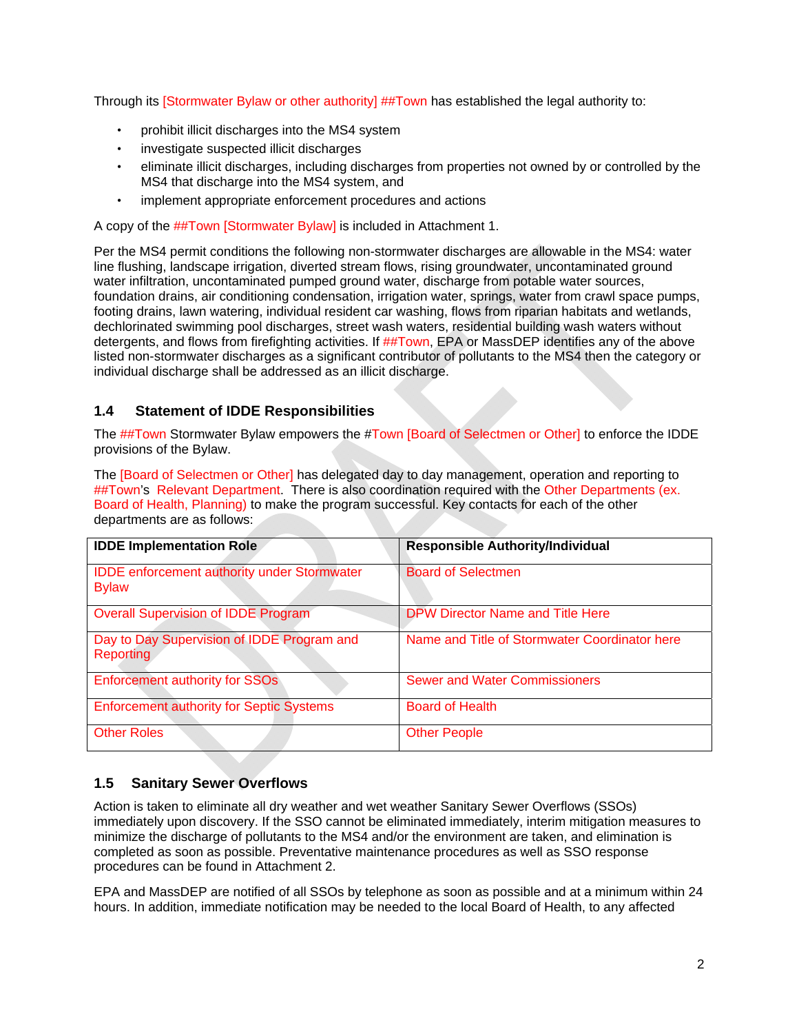Through its [Stormwater Bylaw or other authority] ##Town has established the legal authority to:

- prohibit illicit discharges into the MS4 system
- investigate suspected illicit discharges
- eliminate illicit discharges, including discharges from properties not owned by or controlled by the MS4 that discharge into the MS4 system, and
- implement appropriate enforcement procedures and actions

A copy of the ##Town [Stormwater Bylaw] is included in Attachment 1.

Per the MS4 permit conditions the following non-stormwater discharges are allowable in the MS4: water line flushing, landscape irrigation, diverted stream flows, rising groundwater, uncontaminated ground water infiltration, uncontaminated pumped ground water, discharge from potable water sources, foundation drains, air conditioning condensation, irrigation water, springs, water from crawl space pumps, footing drains, lawn watering, individual resident car washing, flows from riparian habitats and wetlands, dechlorinated swimming pool discharges, street wash waters, residential building wash waters without detergents, and flows from firefighting activities. If ##Town, EPA or MassDEP identifies any of the above listed non-stormwater discharges as a significant contributor of pollutants to the MS4 then the category or individual discharge shall be addressed as an illicit discharge.

## 1.4 Statement of IDDE Responsibilities

The ##Town Stormwater Bylaw empowers the #Town [Board of Selectmen or Other] to enforce the IDDE provisions of the Bylaw.

The [Board of Selectmen or Other] has delegated day to day management, operation and reporting to ##Town's Relevant Department. There is also coordination required with the Other Departments (ex. Board of Health, Planning) to make the program successful. Key contacts for each of the other departments are as follows:

| IDDE Implementation Role | Responsible Authority/Individual |
| --- | --- |
| IDDE enforcement authority under Stormwater Bylaw | Board of Selectmen |
| Overall Supervision of IDDE Program | DPW Director Name and Title Here |
| Day to Day Supervision of IDDE Program and Reporting | Name and Title of Stormwater Coordinator here |
| Enforcement authority for SSOs | Sewer and Water Commissioners |
| Enforcement authority for Septic Systems | Board of Health |
| Other Roles | Other People |

## 1.5 Sanitary Sewer Overflows

Action is taken to eliminate all dry weather and wet weather Sanitary Sewer Overflows (SSOs) immediately upon discovery. If the SSO cannot be eliminated immediately, interim mitigation measures to minimize the discharge of pollutants to the MS4 and/or the environment are taken, and elimination is completed as soon as possible. Preventative maintenance procedures as well as SSO response procedures can be found in Attachment 2.

EPA and MassDEP are notified of all SSOs by telephone as soon as possible and at a minimum within 24 hours. In addition, immediate notification may be needed to the local Board of Health, to any affected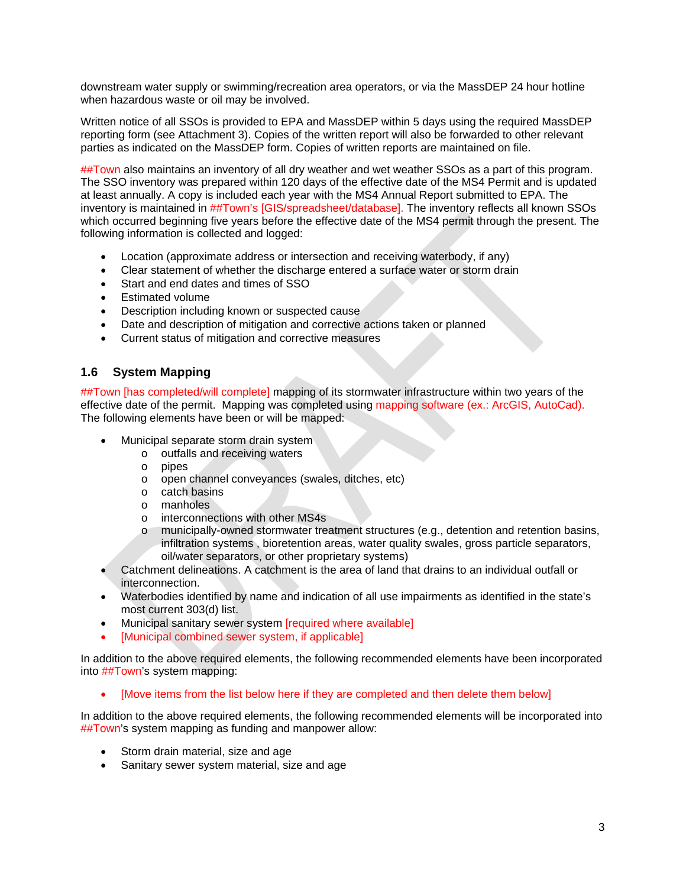downstream water supply or swimming/recreation area operators, or via the MassDEP 24 hour hotline when hazardous waste or oil may be involved.

Written notice of all SSOs is provided to EPA and MassDEP within 5 days using the required MassDEP reporting form (see Attachment 3). Copies of the written report will also be forwarded to other relevant parties as indicated on the MassDEP form. Copies of written reports are maintained on file.

##Town also maintains an inventory of all dry weather and wet weather SSOs as a part of this program. The SSO inventory was prepared within 120 days of the effective date of the MS4 Permit and is updated at least annually. A copy is included each year with the MS4 Annual Report submitted to EPA. The inventory is maintained in ##Town's [GIS/spreadsheet/database]. The inventory reflects all known SSOs which occurred beginning five years before the effective date of the MS4 permit through the present. The following information is collected and logged:

- Location (approximate address or intersection and receiving waterbody, if any)
- Clear statement of whether the discharge entered a surface water or storm drain
- Start and end dates and times of SSO
- Estimated volume
- Description including known or suspected cause
- Date and description of mitigation and corrective actions taken or planned
- Current status of mitigation and corrective measures

## 1.6 System Mapping

##Town [has completed/will complete] mapping of its stormwater infrastructure within two years of the effective date of the permit. Mapping was completed using mapping software (ex.: ArcGIS, AutoCad). The following elements have been or will be mapped:

- Municipal separate storm drain system
  - outfalls and receiving waters
  - pipes
  - open channel conveyances (swales, ditches, etc)
  - catch basins
  - manholes
  - interconnections with other MS4s
  - municipally-owned stormwater treatment structures (e.g., detention and retention basins, infiltration systems , bioretention areas, water quality swales, gross particle separators, oil/water separators, or other proprietary systems)
- Catchment delineations. A catchment is the area of land that drains to an individual outfall or interconnection.
- Waterbodies identified by name and indication of all use impairments as identified in the state's most current 303(d) list.
- Municipal sanitary sewer system [required where available]
- [Municipal combined sewer system, if applicable]

In addition to the above required elements, the following recommended elements have been incorporated into ##Town's system mapping:

- [Move items from the list below here if they are completed and then delete them below]

In addition to the above required elements, the following recommended elements will be incorporated into ##Town's system mapping as funding and manpower allow:

- Storm drain material, size and age
- Sanitary sewer system material, size and age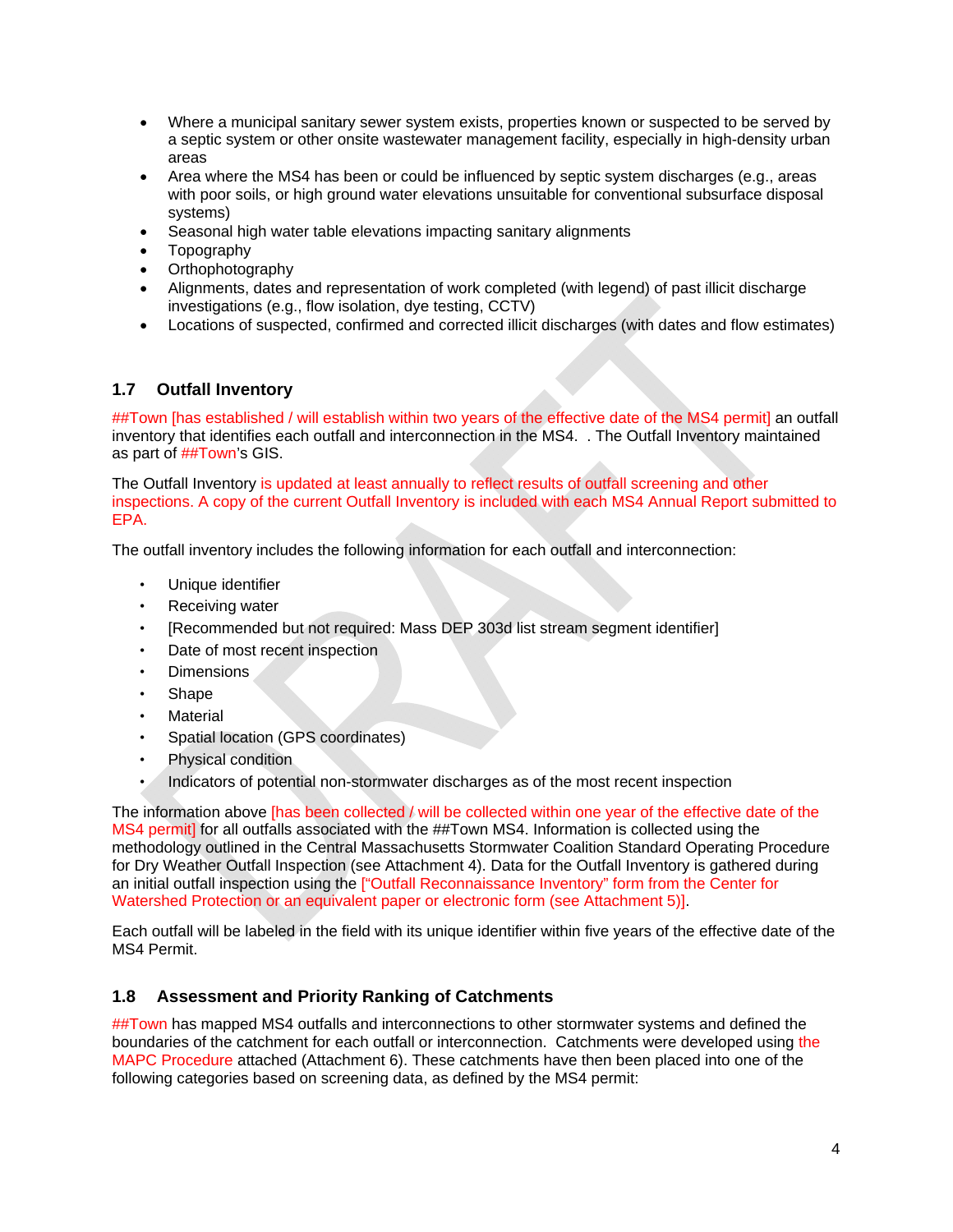- Where a municipal sanitary sewer system exists, properties known or suspected to be served by a septic system or other onsite wastewater management facility, especially in high-density urban areas
- Area where the MS4 has been or could be influenced by septic system discharges (e.g., areas with poor soils, or high ground water elevations unsuitable for conventional subsurface disposal systems)
- Seasonal high water table elevations impacting sanitary alignments
- Topography
- Orthophotography
- Alignments, dates and representation of work completed (with legend) of past illicit discharge investigations (e.g., flow isolation, dye testing, CCTV)
- Locations of suspected, confirmed and corrected illicit discharges (with dates and flow estimates)

## 1.7 Outfall Inventory

##Town [has established / will establish within two years of the effective date of the MS4 permit] an outfall inventory that identifies each outfall and interconnection in the MS4. . The Outfall Inventory maintained as part of ##Town's GIS.

The Outfall Inventory is updated at least annually to reflect results of outfall screening and other inspections. A copy of the current Outfall Inventory is included with each MS4 Annual Report submitted to EPA.

The outfall inventory includes the following information for each outfall and interconnection:

- Unique identifier
- Receiving water
- [Recommended but not required: Mass DEP 303d list stream segment identifier]
- Date of most recent inspection
- Dimensions
- Shape
- Material
- Spatial location (GPS coordinates)
- Physical condition
- Indicators of potential non-stormwater discharges as of the most recent inspection

The information above [has been collected / will be collected within one year of the effective date of the MS4 permit] for all outfalls associated with the ##Town MS4. Information is collected using the methodology outlined in the Central Massachusetts Stormwater Coalition Standard Operating Procedure for Dry Weather Outfall Inspection (see Attachment 4). Data for the Outfall Inventory is gathered during an initial outfall inspection using the ["Outfall Reconnaissance Inventory" form from the Center for Watershed Protection or an equivalent paper or electronic form (see Attachment 5)].

Each outfall will be labeled in the field with its unique identifier within five years of the effective date of the MS4 Permit.

## 1.8 Assessment and Priority Ranking of Catchments

##Town has mapped MS4 outfalls and interconnections to other stormwater systems and defined the boundaries of the catchment for each outfall or interconnection. Catchments were developed using the MAPC Procedure attached (Attachment 6). These catchments have then been placed into one of the following categories based on screening data, as defined by the MS4 permit: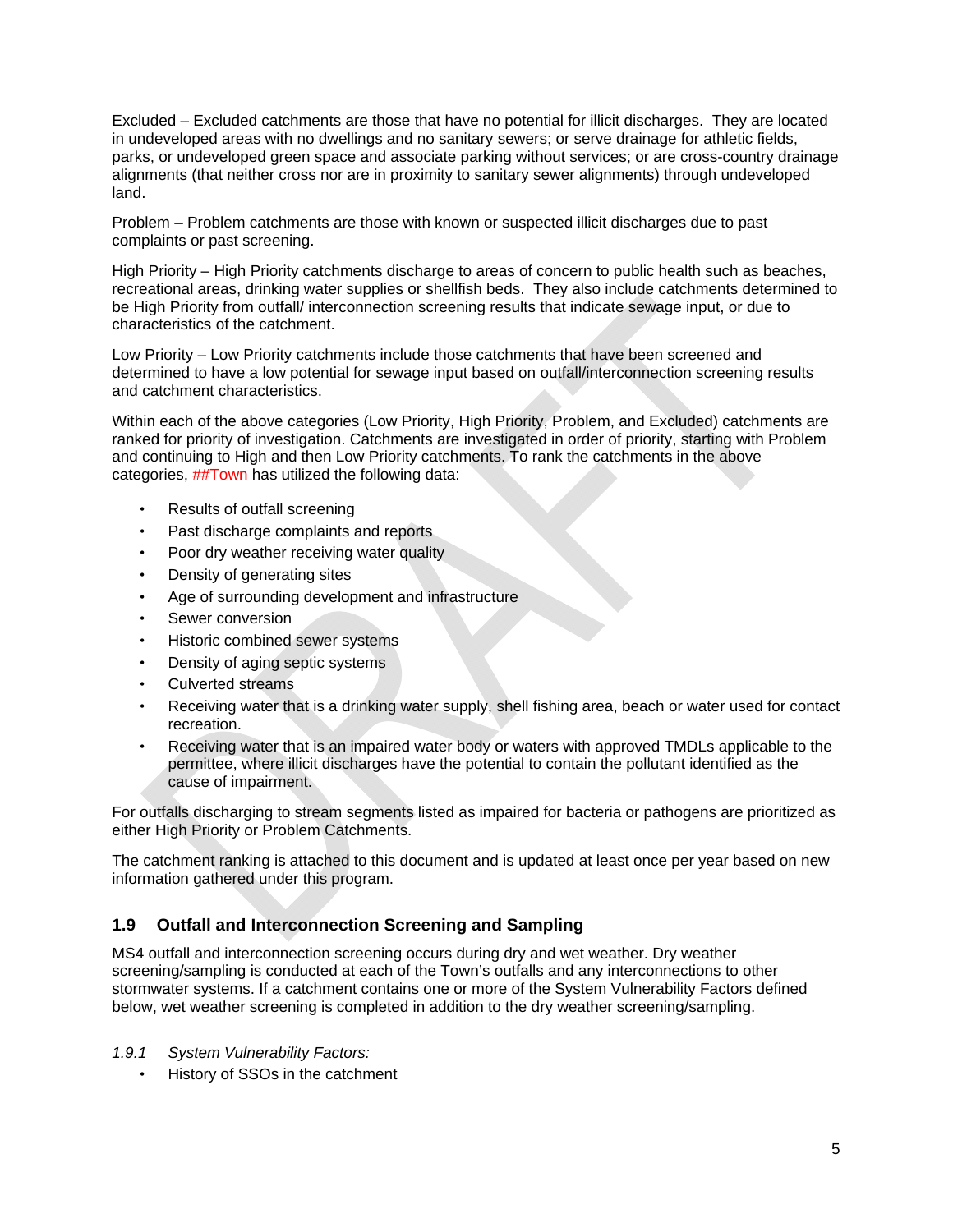Excluded – Excluded catchments are those that have no potential for illicit discharges. They are located in undeveloped areas with no dwellings and no sanitary sewers; or serve drainage for athletic fields, parks, or undeveloped green space and associate parking without services; or are cross-country drainage alignments (that neither cross nor are in proximity to sanitary sewer alignments) through undeveloped land.

Problem – Problem catchments are those with known or suspected illicit discharges due to past complaints or past screening.

High Priority – High Priority catchments discharge to areas of concern to public health such as beaches, recreational areas, drinking water supplies or shellfish beds. They also include catchments determined to be High Priority from outfall/ interconnection screening results that indicate sewage input, or due to characteristics of the catchment.

Low Priority – Low Priority catchments include those catchments that have been screened and determined to have a low potential for sewage input based on outfall/interconnection screening results and catchment characteristics.

Within each of the above categories (Low Priority, High Priority, Problem, and Excluded) catchments are ranked for priority of investigation. Catchments are investigated in order of priority, starting with Problem and continuing to High and then Low Priority catchments. To rank the catchments in the above categories, ##Town has utilized the following data:

- Results of outfall screening
- Past discharge complaints and reports
- Poor dry weather receiving water quality
- Density of generating sites
- Age of surrounding development and infrastructure
- Sewer conversion
- Historic combined sewer systems
- Density of aging septic systems
- Culverted streams
- Receiving water that is a drinking water supply, shell fishing area, beach or water used for contact recreation.
- Receiving water that is an impaired water body or waters with approved TMDLs applicable to the permittee, where illicit discharges have the potential to contain the pollutant identified as the cause of impairment.

For outfalls discharging to stream segments listed as impaired for bacteria or pathogens are prioritized as either High Priority or Problem Catchments.

The catchment ranking is attached to this document and is updated at least once per year based on new information gathered under this program.

## 1.9 Outfall and Interconnection Screening and Sampling

MS4 outfall and interconnection screening occurs during dry and wet weather. Dry weather screening/sampling is conducted at each of the Town's outfalls and any interconnections to other stormwater systems. If a catchment contains one or more of the System Vulnerability Factors defined below, wet weather screening is completed in addition to the dry weather screening/sampling.

### *1.9.1 System Vulnerability Factors:*

- History of SSOs in the catchment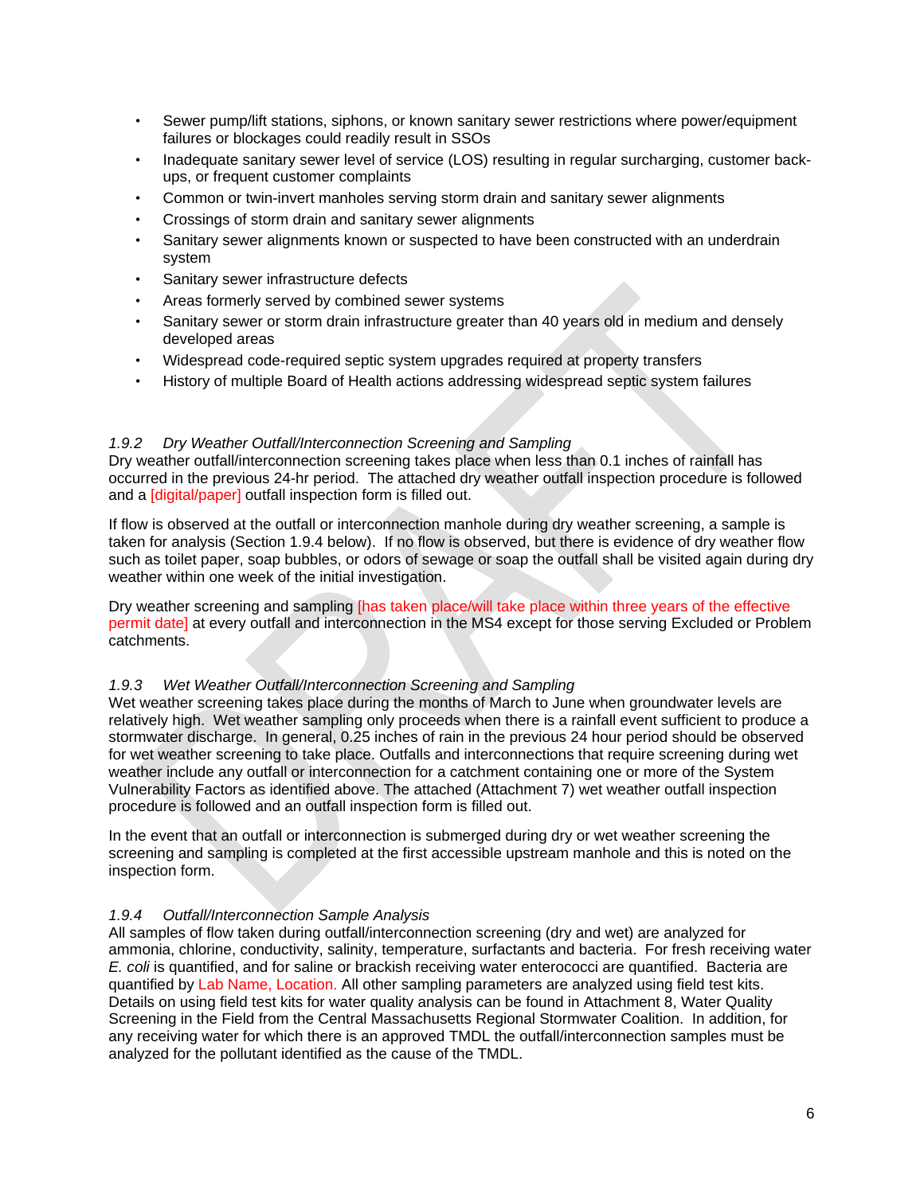- Sewer pump/lift stations, siphons, or known sanitary sewer restrictions where power/equipment failures or blockages could readily result in SSOs
- Inadequate sanitary sewer level of service (LOS) resulting in regular surcharging, customer back-ups, or frequent customer complaints
- Common or twin-invert manholes serving storm drain and sanitary sewer alignments
- Crossings of storm drain and sanitary sewer alignments
- Sanitary sewer alignments known or suspected to have been constructed with an underdrain system
- Sanitary sewer infrastructure defects
- Areas formerly served by combined sewer systems
- Sanitary sewer or storm drain infrastructure greater than 40 years old in medium and densely developed areas
- Widespread code-required septic system upgrades required at property transfers
- History of multiple Board of Health actions addressing widespread septic system failures

### *1.9.2 Dry Weather Outfall/Interconnection Screening and Sampling*

Dry weather outfall/interconnection screening takes place when less than 0.1 inches of rainfall has occurred in the previous 24-hr period. The attached dry weather outfall inspection procedure is followed and a [digital/paper] outfall inspection form is filled out.

If flow is observed at the outfall or interconnection manhole during dry weather screening, a sample is taken for analysis (Section 1.9.4 below). If no flow is observed, but there is evidence of dry weather flow such as toilet paper, soap bubbles, or odors of sewage or soap the outfall shall be visited again during dry weather within one week of the initial investigation.

Dry weather screening and sampling [has taken place/will take place within three years of the effective permit date] at every outfall and interconnection in the MS4 except for those serving Excluded or Problem catchments.

### *1.9.3 Wet Weather Outfall/Interconnection Screening and Sampling*

Wet weather screening takes place during the months of March to June when groundwater levels are relatively high. Wet weather sampling only proceeds when there is a rainfall event sufficient to produce a stormwater discharge. In general, 0.25 inches of rain in the previous 24 hour period should be observed for wet weather screening to take place. Outfalls and interconnections that require screening during wet weather include any outfall or interconnection for a catchment containing one or more of the System Vulnerability Factors as identified above. The attached (Attachment 7) wet weather outfall inspection procedure is followed and an outfall inspection form is filled out.

In the event that an outfall or interconnection is submerged during dry or wet weather screening the screening and sampling is completed at the first accessible upstream manhole and this is noted on the inspection form.

### *1.9.4 Outfall/Interconnection Sample Analysis*

All samples of flow taken during outfall/interconnection screening (dry and wet) are analyzed for ammonia, chlorine, conductivity, salinity, temperature, surfactants and bacteria. For fresh receiving water *E. coli* is quantified, and for saline or brackish receiving water enterococci are quantified. Bacteria are quantified by Lab Name, Location. All other sampling parameters are analyzed using field test kits. Details on using field test kits for water quality analysis can be found in Attachment 8, Water Quality Screening in the Field from the Central Massachusetts Regional Stormwater Coalition. In addition, for any receiving water for which there is an approved TMDL the outfall/interconnection samples must be analyzed for the pollutant identified as the cause of the TMDL.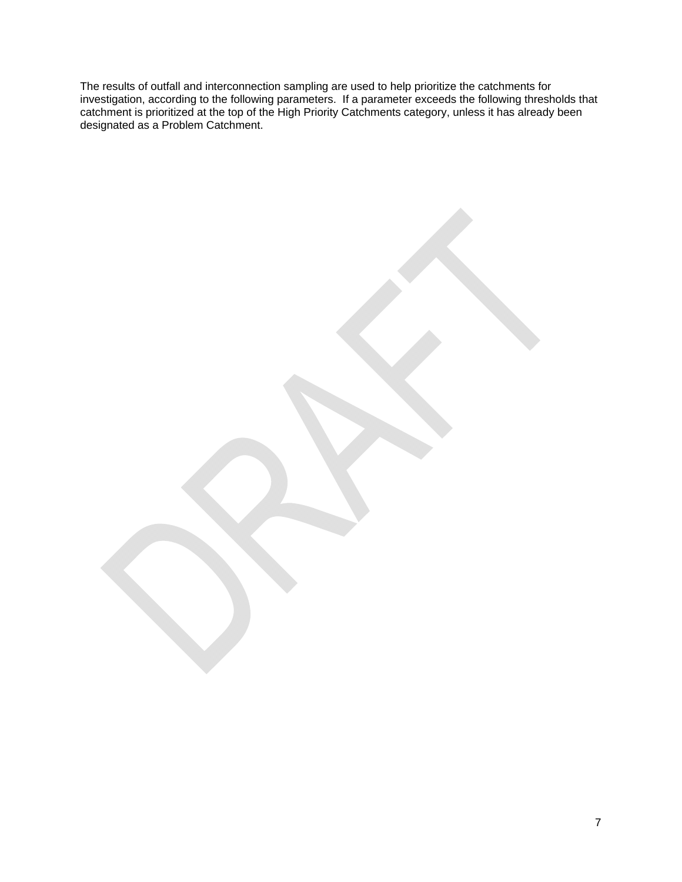The results of outfall and interconnection sampling are used to help prioritize the catchments for investigation, according to the following parameters. If a parameter exceeds the following thresholds that catchment is prioritized at the top of the High Priority Catchments category, unless it has already been designated as a Problem Catchment.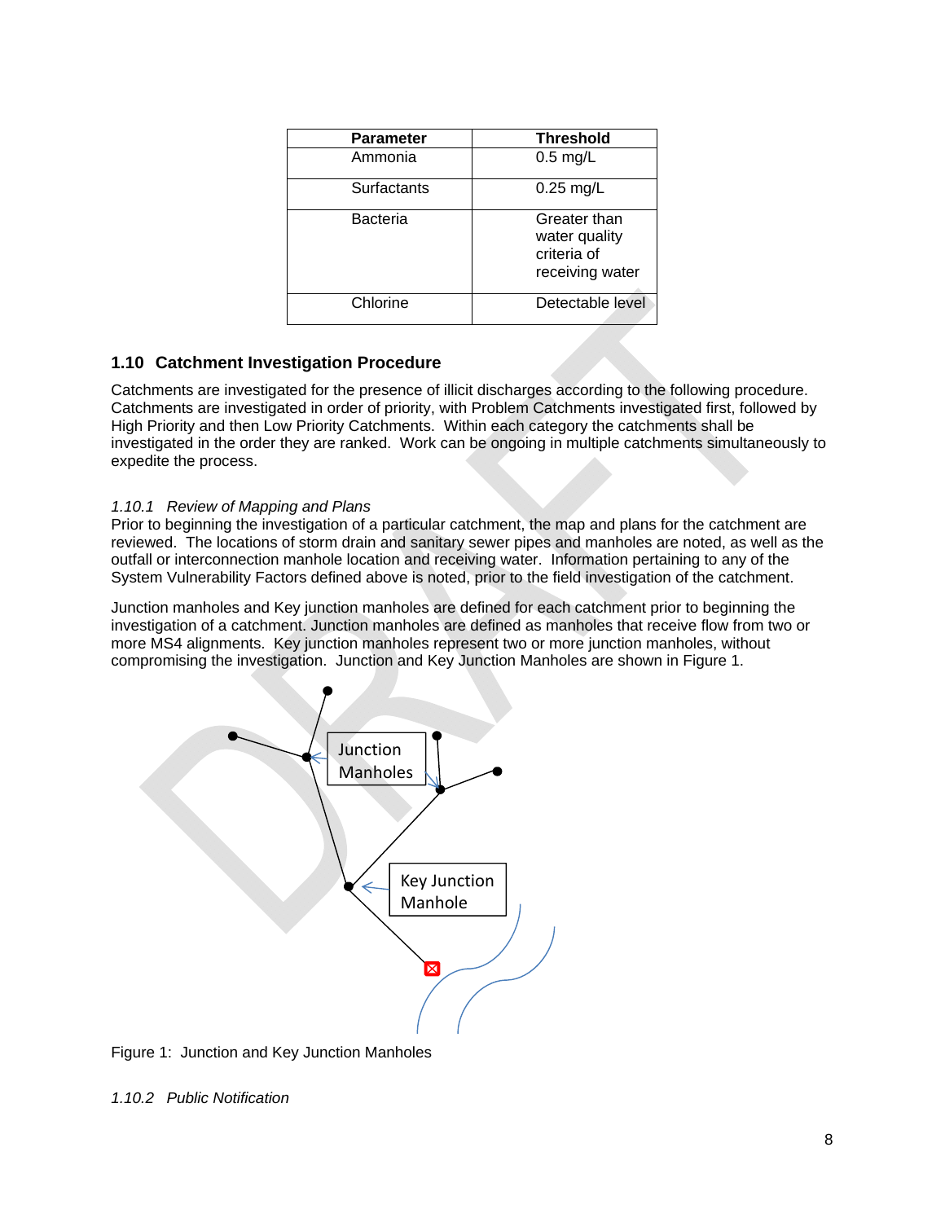| Parameter | Threshold |
|---|---|
| Ammonia | 0.5 mg/L |
| Surfactants | 0.25 mg/L |
| Bacteria | Greater than water quality criteria of receiving water |
| Chlorine | Detectable level |

## 1.10 Catchment Investigation Procedure

Catchments are investigated for the presence of illicit discharges according to the following procedure. Catchments are investigated in order of priority, with Problem Catchments investigated first, followed by High Priority and then Low Priority Catchments. Within each category the catchments shall be investigated in the order they are ranked. Work can be ongoing in multiple catchments simultaneously to expedite the process.

### *1.10.1 Review of Mapping and Plans*

Prior to beginning the investigation of a particular catchment, the map and plans for the catchment are reviewed. The locations of storm drain and sanitary sewer pipes and manholes are noted, as well as the outfall or interconnection manhole location and receiving water. Information pertaining to any of the System Vulnerability Factors defined above is noted, prior to the field investigation of the catchment.

Junction manholes and Key junction manholes are defined for each catchment prior to beginning the investigation of a catchment. Junction manholes are defined as manholes that receive flow from two or more MS4 alignments. Key junction manholes represent two or more junction manholes, without compromising the investigation. Junction and Key Junction Manholes are shown in Figure 1.

Junction Manholes

Key Junction Manhole

Figure 1: Junction and Key Junction Manholes

### *1.10.2 Public Notification*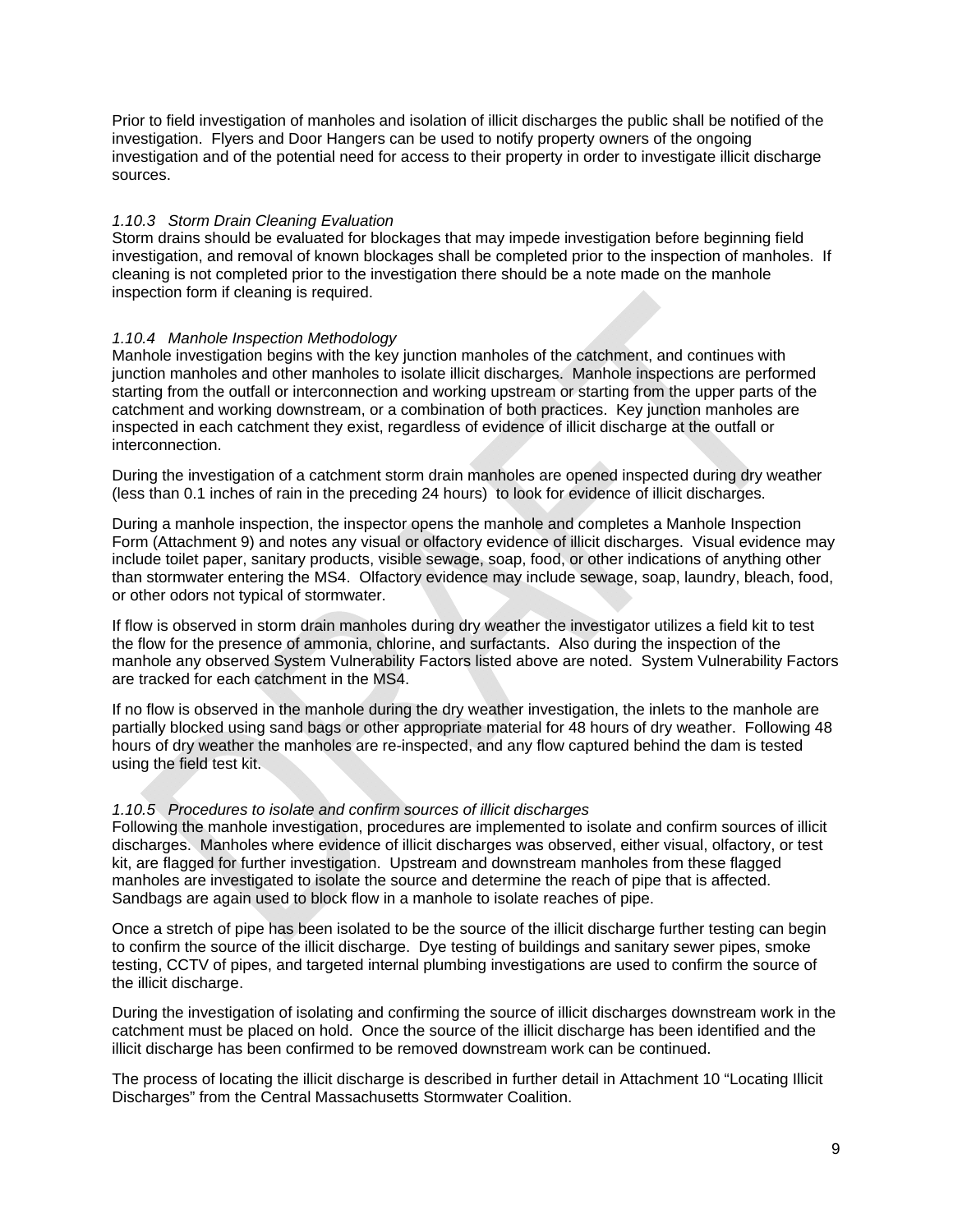Prior to field investigation of manholes and isolation of illicit discharges the public shall be notified of the investigation. Flyers and Door Hangers can be used to notify property owners of the ongoing investigation and of the potential need for access to their property in order to investigate illicit discharge sources.

### *1.10.3 Storm Drain Cleaning Evaluation*

Storm drains should be evaluated for blockages that may impede investigation before beginning field investigation, and removal of known blockages shall be completed prior to the inspection of manholes. If cleaning is not completed prior to the investigation there should be a note made on the manhole inspection form if cleaning is required.

### *1.10.4 Manhole Inspection Methodology*

Manhole investigation begins with the key junction manholes of the catchment, and continues with junction manholes and other manholes to isolate illicit discharges. Manhole inspections are performed starting from the outfall or interconnection and working upstream or starting from the upper parts of the catchment and working downstream, or a combination of both practices. Key junction manholes are inspected in each catchment they exist, regardless of evidence of illicit discharge at the outfall or interconnection.

During the investigation of a catchment storm drain manholes are opened inspected during dry weather (less than 0.1 inches of rain in the preceding 24 hours) to look for evidence of illicit discharges.

During a manhole inspection, the inspector opens the manhole and completes a Manhole Inspection Form (Attachment 9) and notes any visual or olfactory evidence of illicit discharges. Visual evidence may include toilet paper, sanitary products, visible sewage, soap, food, or other indications of anything other than stormwater entering the MS4. Olfactory evidence may include sewage, soap, laundry, bleach, food, or other odors not typical of stormwater.

If flow is observed in storm drain manholes during dry weather the investigator utilizes a field kit to test the flow for the presence of ammonia, chlorine, and surfactants. Also during the inspection of the manhole any observed System Vulnerability Factors listed above are noted. System Vulnerability Factors are tracked for each catchment in the MS4.

If no flow is observed in the manhole during the dry weather investigation, the inlets to the manhole are partially blocked using sand bags or other appropriate material for 48 hours of dry weather. Following 48 hours of dry weather the manholes are re-inspected, and any flow captured behind the dam is tested using the field test kit.

### *1.10.5 Procedures to isolate and confirm sources of illicit discharges*

Following the manhole investigation, procedures are implemented to isolate and confirm sources of illicit discharges. Manholes where evidence of illicit discharges was observed, either visual, olfactory, or test kit, are flagged for further investigation. Upstream and downstream manholes from these flagged manholes are investigated to isolate the source and determine the reach of pipe that is affected. Sandbags are again used to block flow in a manhole to isolate reaches of pipe.

Once a stretch of pipe has been isolated to be the source of the illicit discharge further testing can begin to confirm the source of the illicit discharge. Dye testing of buildings and sanitary sewer pipes, smoke testing, CCTV of pipes, and targeted internal plumbing investigations are used to confirm the source of the illicit discharge.

During the investigation of isolating and confirming the source of illicit discharges downstream work in the catchment must be placed on hold. Once the source of the illicit discharge has been identified and the illicit discharge has been confirmed to be removed downstream work can be continued.

The process of locating the illicit discharge is described in further detail in Attachment 10 "Locating Illicit Discharges" from the Central Massachusetts Stormwater Coalition.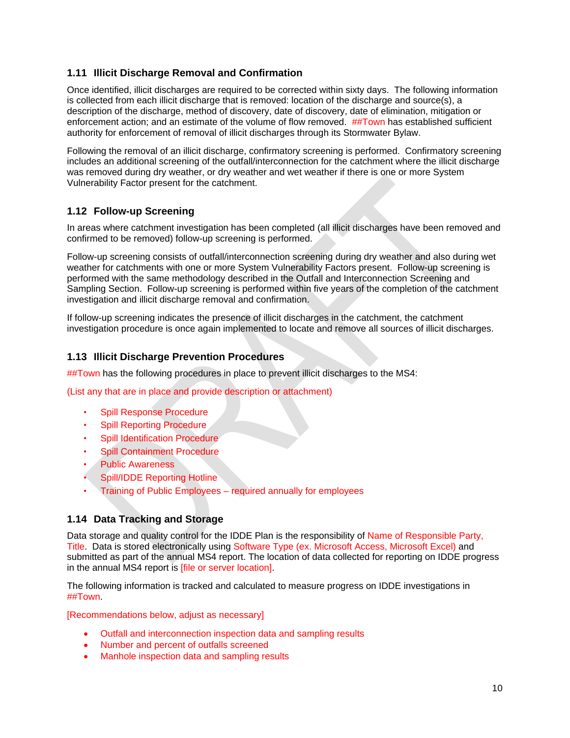### 1.11 Illicit Discharge Removal and Confirmation

Once identified, illicit discharges are required to be corrected within sixty days. The following information is collected from each illicit discharge that is removed: location of the discharge and source(s), a description of the discharge, method of discovery, date of discovery, date of elimination, mitigation or enforcement action; and an estimate of the volume of flow removed. ##Town has established sufficient authority for enforcement of removal of illicit discharges through its Stormwater Bylaw.

Following the removal of an illicit discharge, confirmatory screening is performed. Confirmatory screening includes an additional screening of the outfall/interconnection for the catchment where the illicit discharge was removed during dry weather, or dry weather and wet weather if there is one or more System Vulnerability Factor present for the catchment.

### 1.12 Follow-up Screening

In areas where catchment investigation has been completed (all illicit discharges have been removed and confirmed to be removed) follow-up screening is performed.

Follow-up screening consists of outfall/interconnection screening during dry weather and also during wet weather for catchments with one or more System Vulnerability Factors present. Follow-up screening is performed with the same methodology described in the Outfall and Interconnection Screening and Sampling Section. Follow-up screening is performed within five years of the completion of the catchment investigation and illicit discharge removal and confirmation.

If follow-up screening indicates the presence of illicit discharges in the catchment, the catchment investigation procedure is once again implemented to locate and remove all sources of illicit discharges.

### 1.13 Illicit Discharge Prevention Procedures

##Town has the following procedures in place to prevent illicit discharges to the MS4:

(List any that are in place and provide description or attachment)

- Spill Response Procedure
- Spill Reporting Procedure
- Spill Identification Procedure
- Spill Containment Procedure
- Public Awareness
- Spill/IDDE Reporting Hotline
- Training of Public Employees – required annually for employees

### 1.14 Data Tracking and Storage

Data storage and quality control for the IDDE Plan is the responsibility of Name of Responsible Party, Title. Data is stored electronically using Software Type (ex. Microsoft Access, Microsoft Excel) and submitted as part of the annual MS4 report. The location of data collected for reporting on IDDE progress in the annual MS4 report is [file or server location].

The following information is tracked and calculated to measure progress on IDDE investigations in ##Town.

[Recommendations below, adjust as necessary]

- Outfall and interconnection inspection data and sampling results
- Number and percent of outfalls screened
- Manhole inspection data and sampling results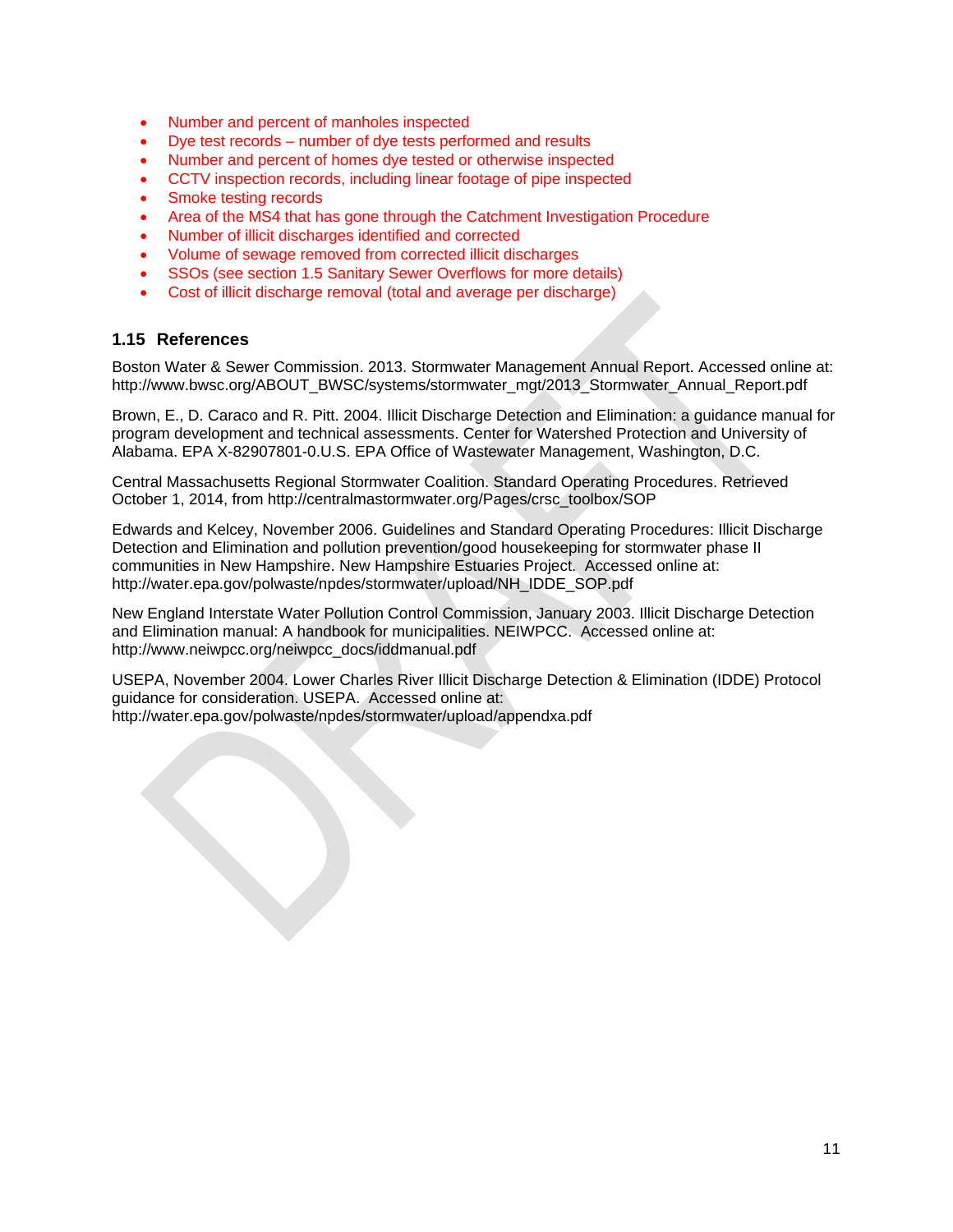- Number and percent of manholes inspected
- Dye test records – number of dye tests performed and results
- Number and percent of homes dye tested or otherwise inspected
- CCTV inspection records, including linear footage of pipe inspected
- Smoke testing records
- Area of the MS4 that has gone through the Catchment Investigation Procedure
- Number of illicit discharges identified and corrected
- Volume of sewage removed from corrected illicit discharges
- SSOs (see section 1.5 Sanitary Sewer Overflows for more details)
- Cost of illicit discharge removal (total and average per discharge)

### 1.15 References

Boston Water & Sewer Commission. 2013. Stormwater Management Annual Report. Accessed online at: http://www.bwsc.org/ABOUT_BWSC/systems/stormwater_mgt/2013_Stormwater_Annual_Report.pdf

Brown, E., D. Caraco and R. Pitt. 2004. Illicit Discharge Detection and Elimination: a guidance manual for program development and technical assessments. Center for Watershed Protection and University of Alabama. EPA X-82907801-0.U.S. EPA Office of Wastewater Management, Washington, D.C.

Central Massachusetts Regional Stormwater Coalition. Standard Operating Procedures. Retrieved October 1, 2014, from http://centralmastormwater.org/Pages/crsc_toolbox/SOP

Edwards and Kelcey, November 2006. Guidelines and Standard Operating Procedures: Illicit Discharge Detection and Elimination and pollution prevention/good housekeeping for stormwater phase II communities in New Hampshire. New Hampshire Estuaries Project. Accessed online at: http://water.epa.gov/polwaste/npdes/stormwater/upload/NH_IDDE_SOP.pdf

New England Interstate Water Pollution Control Commission, January 2003. Illicit Discharge Detection and Elimination manual: A handbook for municipalities. NEIWPCC. Accessed online at: http://www.neiwpcc.org/neiwpcc_docs/iddmanual.pdf

USEPA, November 2004. Lower Charles River Illicit Discharge Detection & Elimination (IDDE) Protocol guidance for consideration. USEPA. Accessed online at: http://water.epa.gov/polwaste/npdes/stormwater/upload/appendxa.pdf